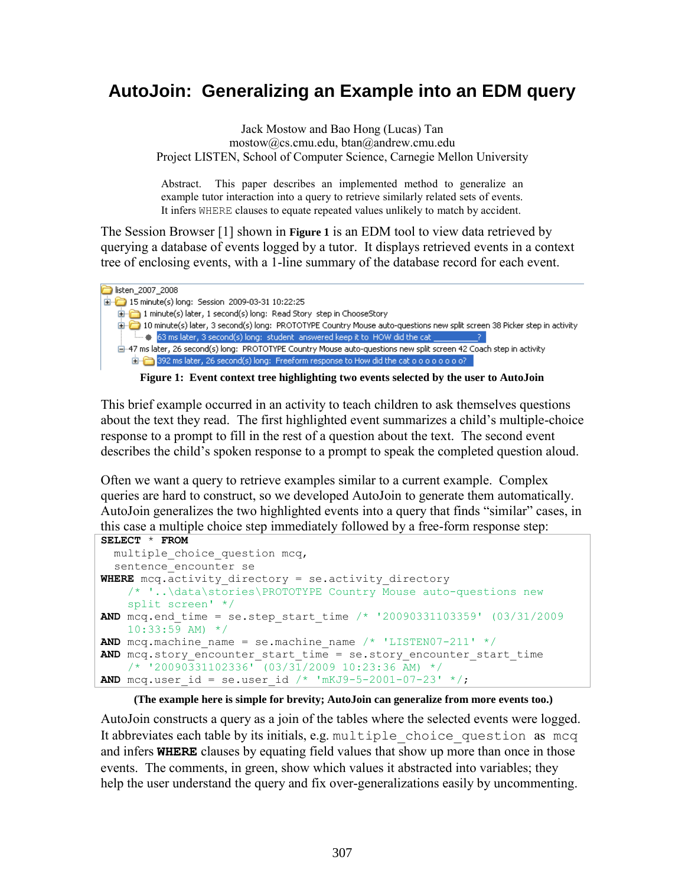# AutoJoin: Generalizing an Example into an EDM query

Jack Mostow and Bao Hong (Lucas) Tan
mostow@cs.cmu.edu, btan@andrew.cmu.edu
Project LISTEN, School of Computer Science, Carnegie Mellon University

Abstract. This paper describes an implemented method to generalize an example tutor interaction into a query to retrieve similarly related sets of events. It infers `WHERE` clauses to equate repeated values unlikely to match by accident.

The Session Browser [1] shown in **Figure 1** is an EDM tool to view data retrieved by querying a database of events logged by a tutor. It displays retrieved events in a context tree of enclosing events, with a 1-line summary of the database record for each event.

```
listen_2007_2008
  15 minute(s) long: Session 2009-03-31 10:22:25
    1 minute(s) later, 1 second(s) long: Read Story step in ChooseStory
    10 minute(s) later, 3 second(s) long: PROTOTYPE Country Mouse auto-questions new split screen 38 Picker step in activity
      63 ms later, 3 second(s) long: student answered keep it to HOW did the cat ___________?
    47 ms later, 26 second(s) long: PROTOTYPE Country Mouse auto-questions new split screen 42 Coach step in activity
      392 ms later, 26 second(s) long: Freeform response to How did the cat o o o o o o o o?
```

**Figure 1: Event context tree highlighting two events selected by the user to AutoJoin**

This brief example occurred in an activity to teach children to ask themselves questions about the text they read. The first highlighted event summarizes a child's multiple-choice response to a prompt to fill in the rest of a question about the text. The second event describes the child's spoken response to a prompt to speak the completed question aloud.

Often we want a query to retrieve examples similar to a current example. Complex queries are hard to construct, so we developed AutoJoin to generate them automatically. AutoJoin generalizes the two highlighted events into a query that finds "similar" cases, in this case a multiple choice step immediately followed by a free-form response step:

```
SELECT * FROM
  multiple_choice_question mcq,
  sentence_encounter se
WHERE mcq.activity_directory = se.activity_directory
    /* '..\data\stories\PROTOTYPE Country Mouse auto-questions new
    split screen' */
AND mcq.end_time = se.step_start_time /* '20090331103359' (03/31/2009
    10:33:59 AM) */
AND mcq.machine_name = se.machine_name /* 'LISTEN07-211' */
AND mcq.story_encounter_start_time = se.story_encounter_start_time
    /* '20090331102336' (03/31/2009 10:23:36 AM) */
AND mcq.user_id = se.user_id /* 'mKJ9-5-2001-07-23' */;
```

**(The example here is simple for brevity; AutoJoin can generalize from more events too.)**

AutoJoin constructs a query as a join of the tables where the selected events were logged. It abbreviates each table by its initials, e.g. `multiple_choice_question` as `mcq` and infers **`WHERE`** clauses by equating field values that show up more than once in those events. The comments, in green, show which values it abstracted into variables; they help the user understand the query and fix over-generalizations easily by uncommenting.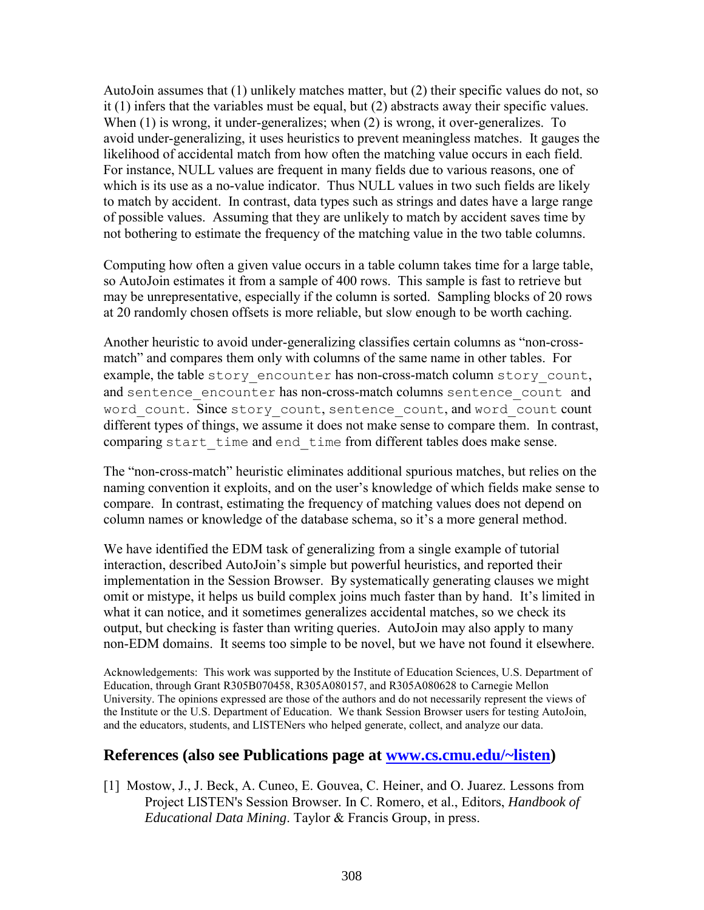AutoJoin assumes that (1) unlikely matches matter, but (2) their specific values do not, so it (1) infers that the variables must be equal, but (2) abstracts away their specific values. When (1) is wrong, it under-generalizes; when (2) is wrong, it over-generalizes. To avoid under-generalizing, it uses heuristics to prevent meaningless matches. It gauges the likelihood of accidental match from how often the matching value occurs in each field. For instance, NULL values are frequent in many fields due to various reasons, one of which is its use as a no-value indicator. Thus NULL values in two such fields are likely to match by accident. In contrast, data types such as strings and dates have a large range of possible values. Assuming that they are unlikely to match by accident saves time by not bothering to estimate the frequency of the matching value in the two table columns.

Computing how often a given value occurs in a table column takes time for a large table, so AutoJoin estimates it from a sample of 400 rows. This sample is fast to retrieve but may be unrepresentative, especially if the column is sorted. Sampling blocks of 20 rows at 20 randomly chosen offsets is more reliable, but slow enough to be worth caching.

Another heuristic to avoid under-generalizing classifies certain columns as "non-cross-match" and compares them only with columns of the same name in other tables. For example, the table `story_encounter` has non-cross-match column `story_count`, and `sentence_encounter` has non-cross-match columns `sentence_count` and `word_count`. Since `story_count`, `sentence_count`, and `word_count` count different types of things, we assume it does not make sense to compare them. In contrast, comparing `start_time` and `end_time` from different tables does make sense.

The "non-cross-match" heuristic eliminates additional spurious matches, but relies on the naming convention it exploits, and on the user's knowledge of which fields make sense to compare. In contrast, estimating the frequency of matching values does not depend on column names or knowledge of the database schema, so it's a more general method.

We have identified the EDM task of generalizing from a single example of tutorial interaction, described AutoJoin's simple but powerful heuristics, and reported their implementation in the Session Browser. By systematically generating clauses we might omit or mistype, it helps us build complex joins much faster than by hand. It's limited in what it can notice, and it sometimes generalizes accidental matches, so we check its output, but checking is faster than writing queries. AutoJoin may also apply to many non-EDM domains. It seems too simple to be novel, but we have not found it elsewhere.

Acknowledgements: This work was supported by the Institute of Education Sciences, U.S. Department of Education, through Grant R305B070458, R305A080157, and R305A080628 to Carnegie Mellon University. The opinions expressed are those of the authors and do not necessarily represent the views of the Institute or the U.S. Department of Education. We thank Session Browser users for testing AutoJoin, and the educators, students, and LISTENers who helped generate, collect, and analyze our data.

## References (also see Publications page at [www.cs.cmu.edu/~listen](http://www.cs.cmu.edu/~listen))

[1] Mostow, J., J. Beck, A. Cuneo, E. Gouvea, C. Heiner, and O. Juarez. Lessons from Project LISTEN's Session Browser. In C. Romero, et al., Editors, *Handbook of Educational Data Mining*. Taylor & Francis Group, in press.